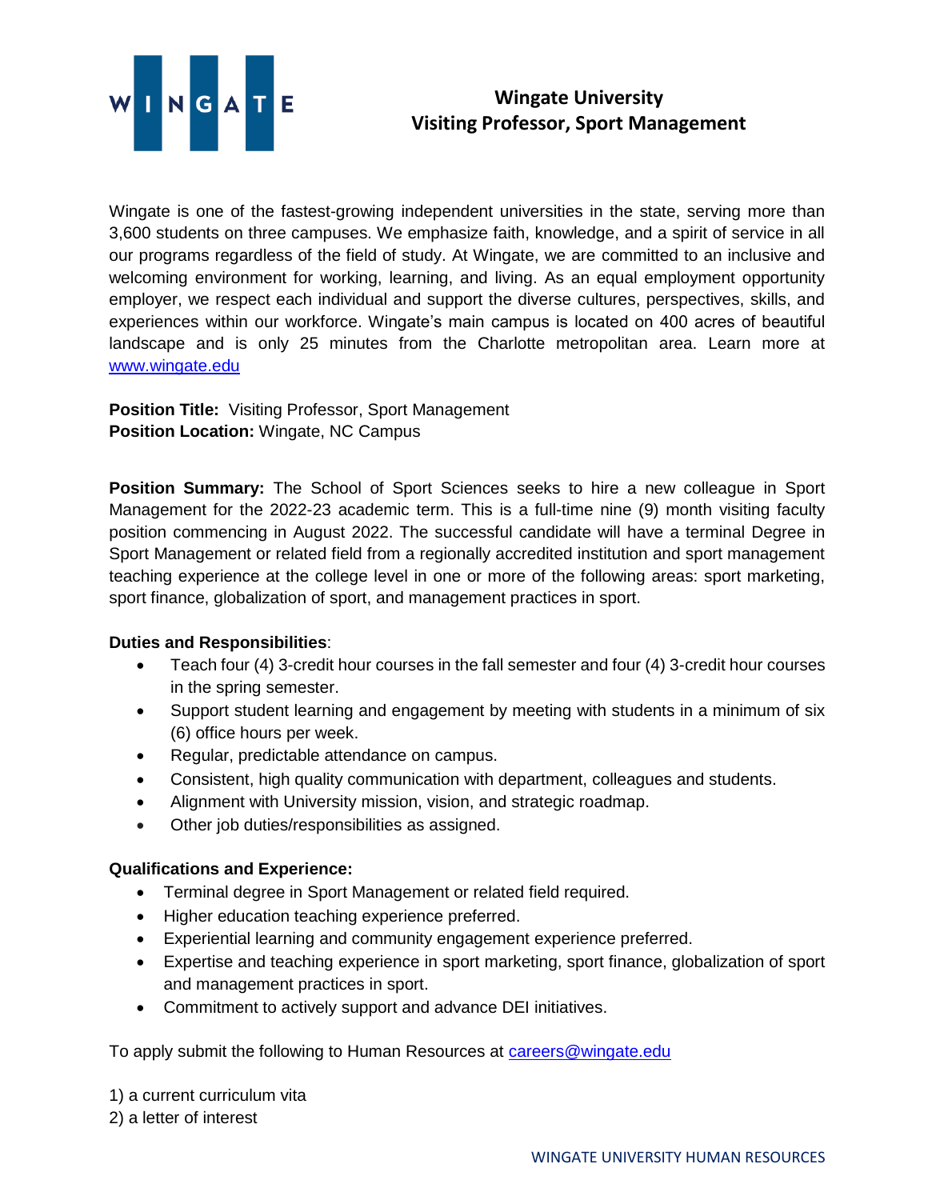# Wingate University
## Visiting Professor, Sport Management

Wingate is one of the fastest-growing independent universities in the state, serving more than 3,600 students on three campuses. We emphasize faith, knowledge, and a spirit of service in all our programs regardless of the field of study. At Wingate, we are committed to an inclusive and welcoming environment for working, learning, and living. As an equal employment opportunity employer, we respect each individual and support the diverse cultures, perspectives, skills, and experiences within our workforce. Wingate's main campus is located on 400 acres of beautiful landscape and is only 25 minutes from the Charlotte metropolitan area. Learn more at [www.wingate.edu](http://www.wingate.edu)

**Position Title:** Visiting Professor, Sport Management
**Position Location:** Wingate, NC Campus

**Position Summary:** The School of Sport Sciences seeks to hire a new colleague in Sport Management for the 2022-23 academic term. This is a full-time nine (9) month visiting faculty position commencing in August 2022. The successful candidate will have a terminal Degree in Sport Management or related field from a regionally accredited institution and sport management teaching experience at the college level in one or more of the following areas: sport marketing, sport finance, globalization of sport, and management practices in sport.

**Duties and Responsibilities**:

- Teach four (4) 3-credit hour courses in the fall semester and four (4) 3-credit hour courses in the spring semester.
- Support student learning and engagement by meeting with students in a minimum of six (6) office hours per week.
- Regular, predictable attendance on campus.
- Consistent, high quality communication with department, colleagues and students.
- Alignment with University mission, vision, and strategic roadmap.
- Other job duties/responsibilities as assigned.

**Qualifications and Experience:**

- Terminal degree in Sport Management or related field required.
- Higher education teaching experience preferred.
- Experiential learning and community engagement experience preferred.
- Expertise and teaching experience in sport marketing, sport finance, globalization of sport and management practices in sport.
- Commitment to actively support and advance DEI initiatives.

To apply submit the following to Human Resources at [careers@wingate.edu](mailto:careers@wingate.edu)

1) a current curriculum vita
2) a letter of interest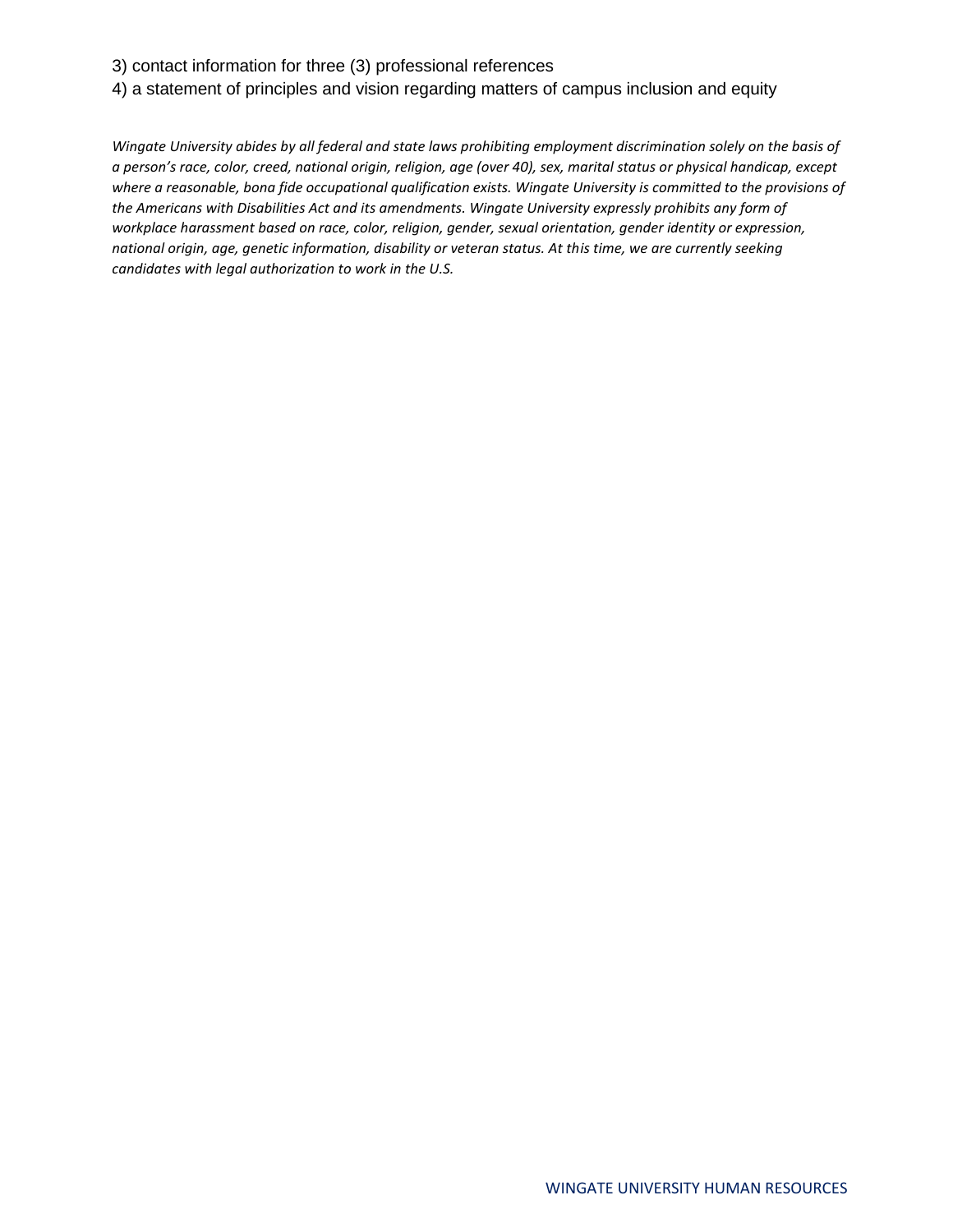3) contact information for three (3) professional references
4) a statement of principles and vision regarding matters of campus inclusion and equity

*Wingate University abides by all federal and state laws prohibiting employment discrimination solely on the basis of a person's race, color, creed, national origin, religion, age (over 40), sex, marital status or physical handicap, except where a reasonable, bona fide occupational qualification exists. Wingate University is committed to the provisions of the Americans with Disabilities Act and its amendments. Wingate University expressly prohibits any form of workplace harassment based on race, color, religion, gender, sexual orientation, gender identity or expression, national origin, age, genetic information, disability or veteran status. At this time, we are currently seeking candidates with legal authorization to work in the U.S.*